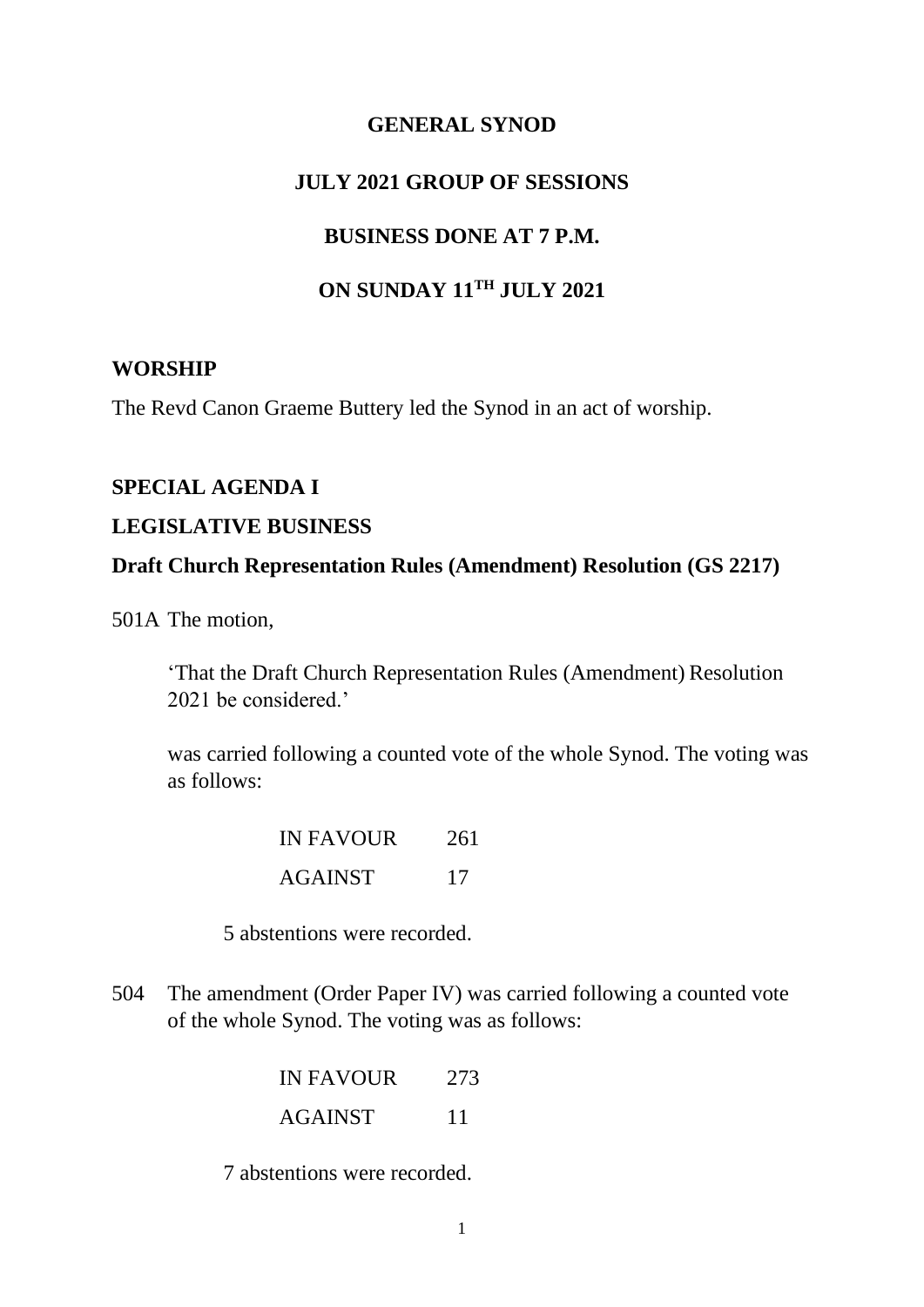# GENERAL SYNOD

## JULY 2021 GROUP OF SESSIONS

## BUSINESS DONE AT 7 P.M.

## ON SUNDAY 11TH JULY 2021

**WORSHIP**

The Revd Canon Graeme Buttery led the Synod in an act of worship.

**SPECIAL AGENDA I**

**LEGISLATIVE BUSINESS**

**Draft Church Representation Rules (Amendment) Resolution (GS 2217)**

501A The motion,

> 'That the Draft Church Representation Rules (Amendment) Resolution 2021 be considered.'

was carried following a counted vote of the whole Synod. The voting was as follows:

| | |
|---|---|
| IN FAVOUR | 261 |
| AGAINST | 17 |

5 abstentions were recorded.

504 The amendment (Order Paper IV) was carried following a counted vote of the whole Synod. The voting was as follows:

| | |
|---|---|
| IN FAVOUR | 273 |
| AGAINST | 11 |

7 abstentions were recorded.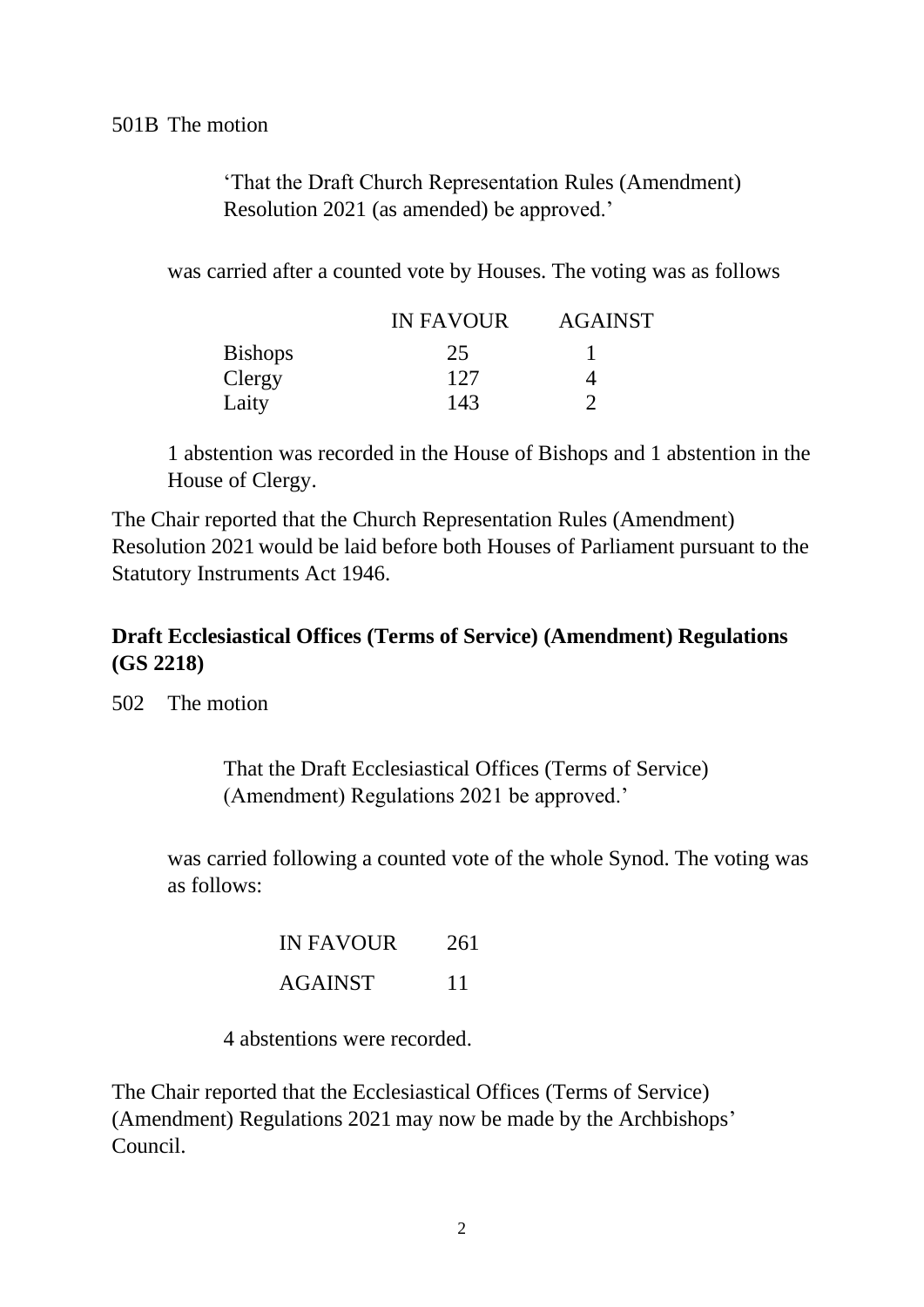501B The motion

> 'That the Draft Church Representation Rules (Amendment) Resolution 2021 (as amended) be approved.'

was carried after a counted vote by Houses. The voting was as follows

| | IN FAVOUR | AGAINST |
|---|---|---|
| Bishops | 25 | 1 |
| Clergy | 127 | 4 |
| Laity | 143 | 2 |

1 abstention was recorded in the House of Bishops and 1 abstention in the House of Clergy.

The Chair reported that the Church Representation Rules (Amendment) Resolution 2021 would be laid before both Houses of Parliament pursuant to the Statutory Instruments Act 1946.

**Draft Ecclesiastical Offices (Terms of Service) (Amendment) Regulations (GS 2218)**

502 The motion

> That the Draft Ecclesiastical Offices (Terms of Service) (Amendment) Regulations 2021 be approved.'

was carried following a counted vote of the whole Synod. The voting was as follows:

| | |
|---|---|
| IN FAVOUR | 261 |
| AGAINST | 11 |

4 abstentions were recorded.

The Chair reported that the Ecclesiastical Offices (Terms of Service) (Amendment) Regulations 2021 may now be made by the Archbishops' Council.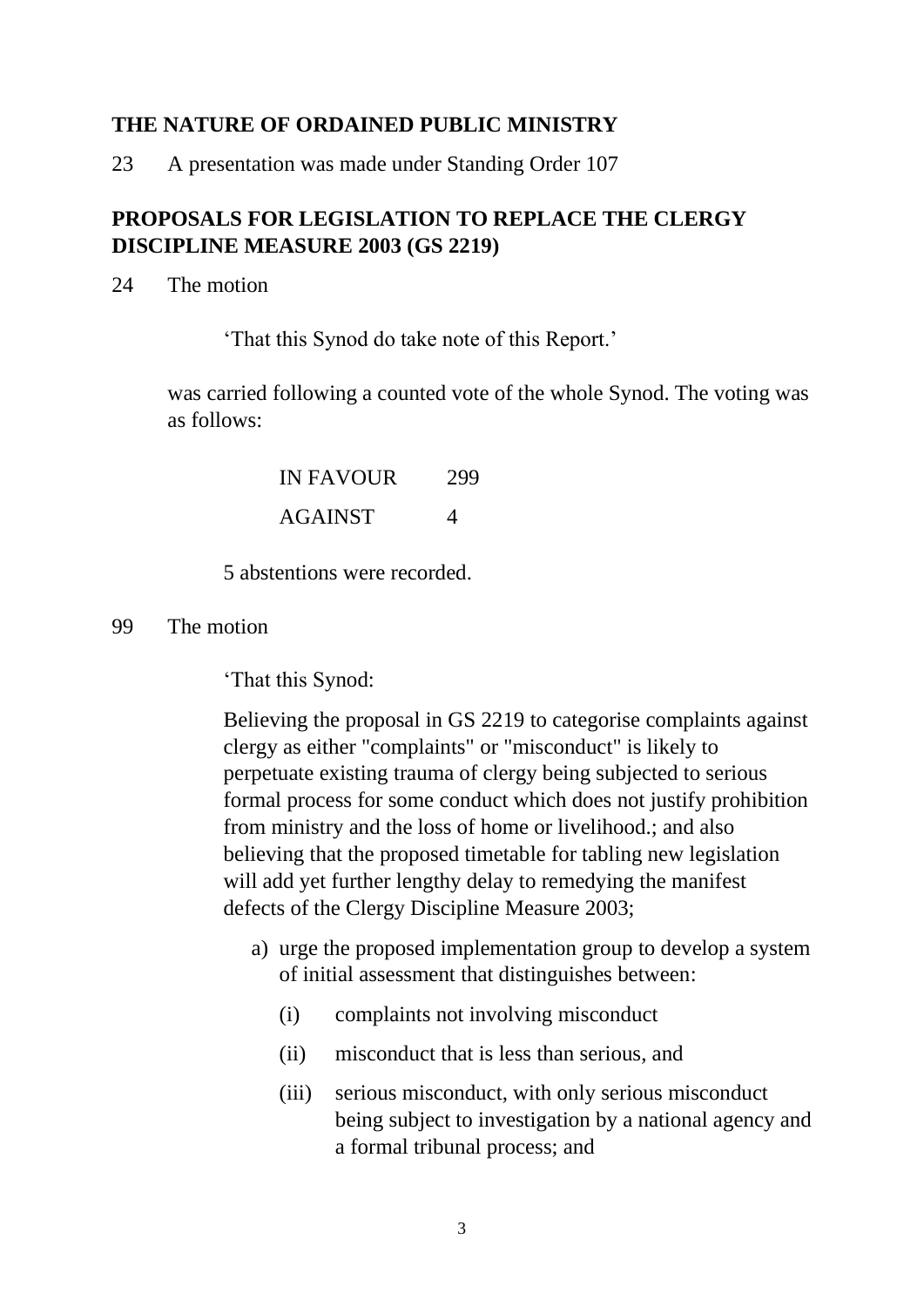## THE NATURE OF ORDAINED PUBLIC MINISTRY

23 A presentation was made under Standing Order 107

## PROPOSALS FOR LEGISLATION TO REPLACE THE CLERGY DISCIPLINE MEASURE 2003 (GS 2219)

24 The motion

> 'That this Synod do take note of this Report.'

was carried following a counted vote of the whole Synod. The voting was as follows:

| | |
|---|---|
| IN FAVOUR | 299 |
| AGAINST | 4 |

5 abstentions were recorded.

99 The motion

> 'That this Synod:
>
> Believing the proposal in GS 2219 to categorise complaints against clergy as either "complaints" or "misconduct" is likely to perpetuate existing trauma of clergy being subjected to serious formal process for some conduct which does not justify prohibition from ministry and the loss of home or livelihood.; and also believing that the proposed timetable for tabling new legislation will add yet further lengthy delay to remedying the manifest defects of the Clergy Discipline Measure 2003;
>
> a) urge the proposed implementation group to develop a system of initial assessment that distinguishes between:
>
>    (i) complaints not involving misconduct
>
>    (ii) misconduct that is less than serious, and
>
>    (iii) serious misconduct, with only serious misconduct being subject to investigation by a national agency and a formal tribunal process; and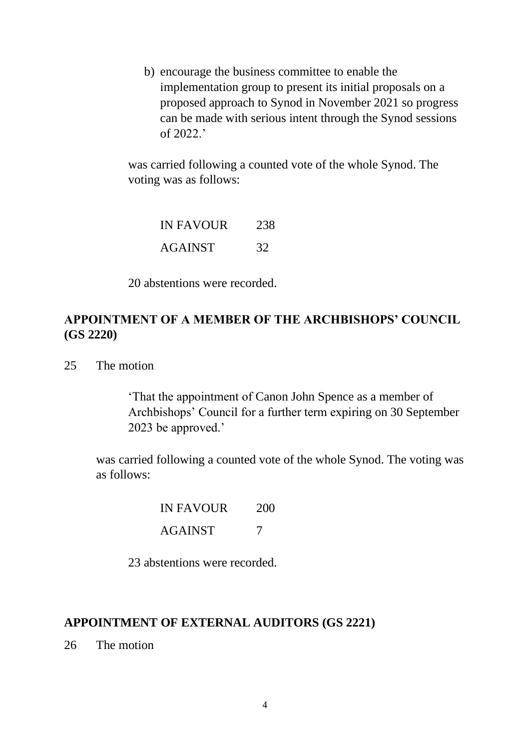b) encourage the business committee to enable the implementation group to present its initial proposals on a proposed approach to Synod in November 2021 so progress can be made with serious intent through the Synod sessions of 2022.'

was carried following a counted vote of the whole Synod. The voting was as follows:

| | |
|---|---|
| IN FAVOUR | 238 |
| AGAINST | 32 |

20 abstentions were recorded.

## APPOINTMENT OF A MEMBER OF THE ARCHBISHOPS' COUNCIL (GS 2220)

25 The motion

> 'That the appointment of Canon John Spence as a member of Archbishops' Council for a further term expiring on 30 September 2023 be approved.'

was carried following a counted vote of the whole Synod. The voting was as follows:

| | |
|---|---|
| IN FAVOUR | 200 |
| AGAINST | 7 |

23 abstentions were recorded.

## APPOINTMENT OF EXTERNAL AUDITORS (GS 2221)

26 The motion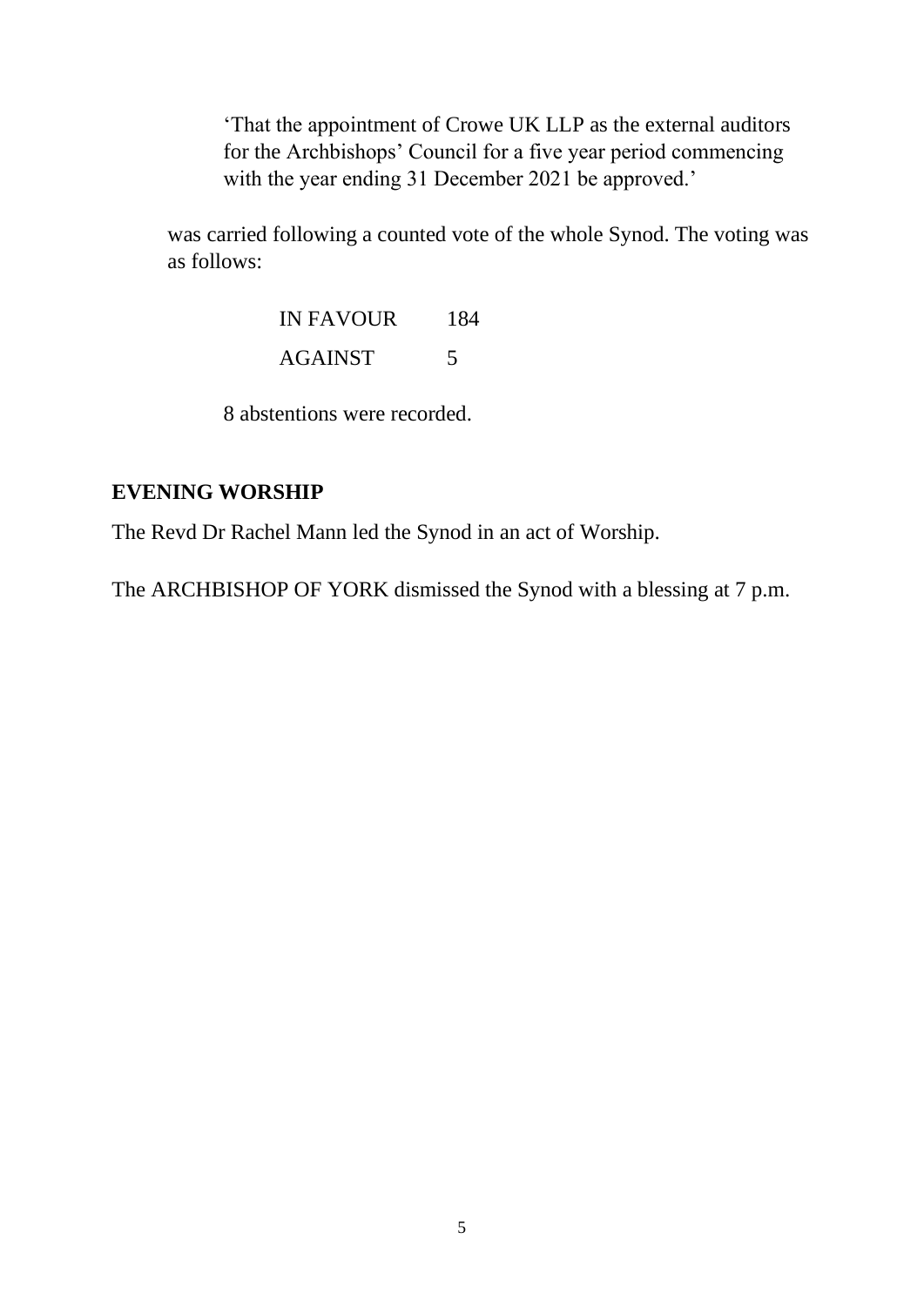> 'That the appointment of Crowe UK LLP as the external auditors for the Archbishops' Council for a five year period commencing with the year ending 31 December 2021 be approved.'

was carried following a counted vote of the whole Synod. The voting was as follows:

| | |
|---|---|
| IN FAVOUR | 184 |
| AGAINST | 5 |

8 abstentions were recorded.

## EVENING WORSHIP

The Revd Dr Rachel Mann led the Synod in an act of Worship.

The ARCHBISHOP OF YORK dismissed the Synod with a blessing at 7 p.m.